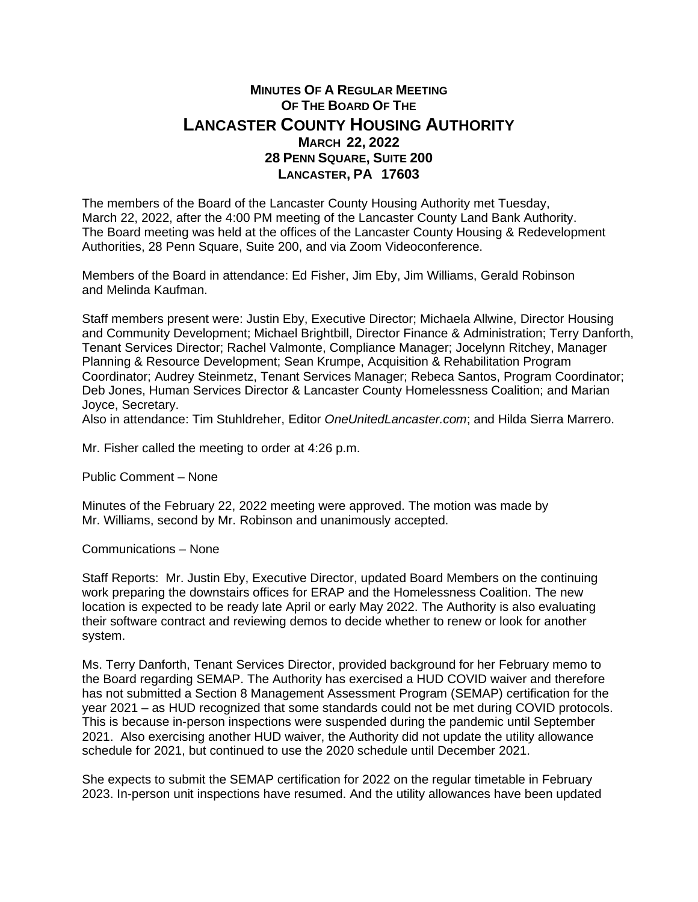# MINUTES OF A REGULAR MEETING OF THE BOARD OF THE LANCASTER COUNTY HOUSING AUTHORITY

**MARCH 22, 2022**
**28 PENN SQUARE, SUITE 200**
**LANCASTER, PA 17603**

The members of the Board of the Lancaster County Housing Authority met Tuesday, March 22, 2022, after the 4:00 PM meeting of the Lancaster County Land Bank Authority. The Board meeting was held at the offices of the Lancaster County Housing & Redevelopment Authorities, 28 Penn Square, Suite 200, and via Zoom Videoconference.

Members of the Board in attendance: Ed Fisher, Jim Eby, Jim Williams, Gerald Robinson and Melinda Kaufman.

Staff members present were: Justin Eby, Executive Director; Michaela Allwine, Director Housing and Community Development; Michael Brightbill, Director Finance & Administration; Terry Danforth, Tenant Services Director; Rachel Valmonte, Compliance Manager; Jocelynn Ritchey, Manager Planning & Resource Development; Sean Krumpe, Acquisition & Rehabilitation Program Coordinator; Audrey Steinmetz, Tenant Services Manager; Rebeca Santos, Program Coordinator; Deb Jones, Human Services Director & Lancaster County Homelessness Coalition; and Marian Joyce, Secretary.
Also in attendance: Tim Stuhldreher, Editor *OneUnitedLancaster.com*; and Hilda Sierra Marrero.

Mr. Fisher called the meeting to order at 4:26 p.m.

Public Comment – None

Minutes of the February 22, 2022 meeting were approved. The motion was made by Mr. Williams, second by Mr. Robinson and unanimously accepted.

Communications – None

Staff Reports: Mr. Justin Eby, Executive Director, updated Board Members on the continuing work preparing the downstairs offices for ERAP and the Homelessness Coalition. The new location is expected to be ready late April or early May 2022. The Authority is also evaluating their software contract and reviewing demos to decide whether to renew or look for another system.

Ms. Terry Danforth, Tenant Services Director, provided background for her February memo to the Board regarding SEMAP. The Authority has exercised a HUD COVID waiver and therefore has not submitted a Section 8 Management Assessment Program (SEMAP) certification for the year 2021 – as HUD recognized that some standards could not be met during COVID protocols. This is because in-person inspections were suspended during the pandemic until September 2021. Also exercising another HUD waiver, the Authority did not update the utility allowance schedule for 2021, but continued to use the 2020 schedule until December 2021.

She expects to submit the SEMAP certification for 2022 on the regular timetable in February 2023. In-person unit inspections have resumed. And the utility allowances have been updated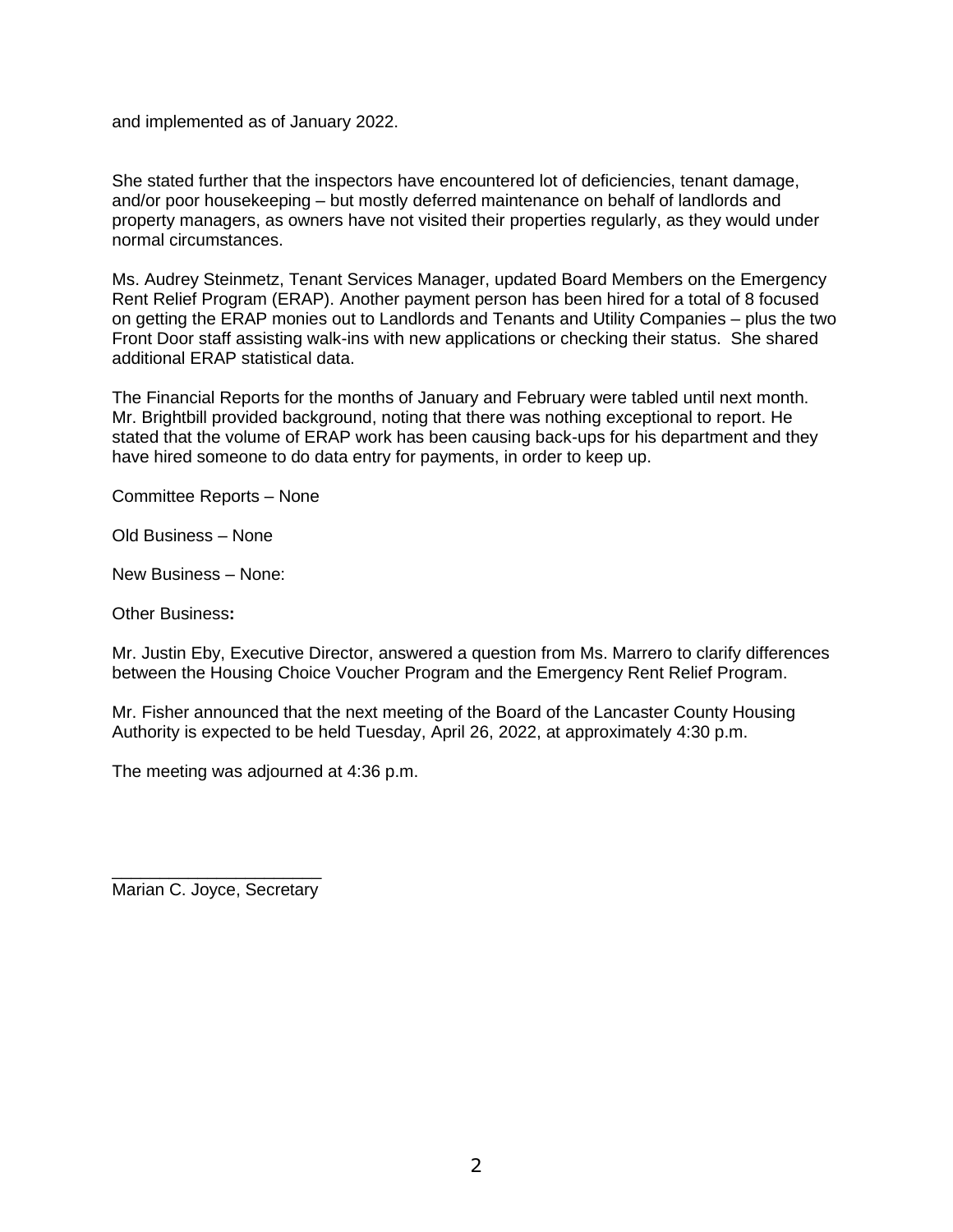and implemented as of January 2022.

She stated further that the inspectors have encountered lot of deficiencies, tenant damage, and/or poor housekeeping – but mostly deferred maintenance on behalf of landlords and property managers, as owners have not visited their properties regularly, as they would under normal circumstances.

Ms. Audrey Steinmetz, Tenant Services Manager, updated Board Members on the Emergency Rent Relief Program (ERAP). Another payment person has been hired for a total of 8 focused on getting the ERAP monies out to Landlords and Tenants and Utility Companies – plus the two Front Door staff assisting walk-ins with new applications or checking their status. She shared additional ERAP statistical data.

The Financial Reports for the months of January and February were tabled until next month. Mr. Brightbill provided background, noting that there was nothing exceptional to report. He stated that the volume of ERAP work has been causing back-ups for his department and they have hired someone to do data entry for payments, in order to keep up.

Committee Reports – None

Old Business – None

New Business – None:

Other Business**:**

Mr. Justin Eby, Executive Director, answered a question from Ms. Marrero to clarify differences between the Housing Choice Voucher Program and the Emergency Rent Relief Program.

Mr. Fisher announced that the next meeting of the Board of the Lancaster County Housing Authority is expected to be held Tuesday, April 26, 2022, at approximately 4:30 p.m.

The meeting was adjourned at 4:36 p.m.

______________________
Marian C. Joyce, Secretary